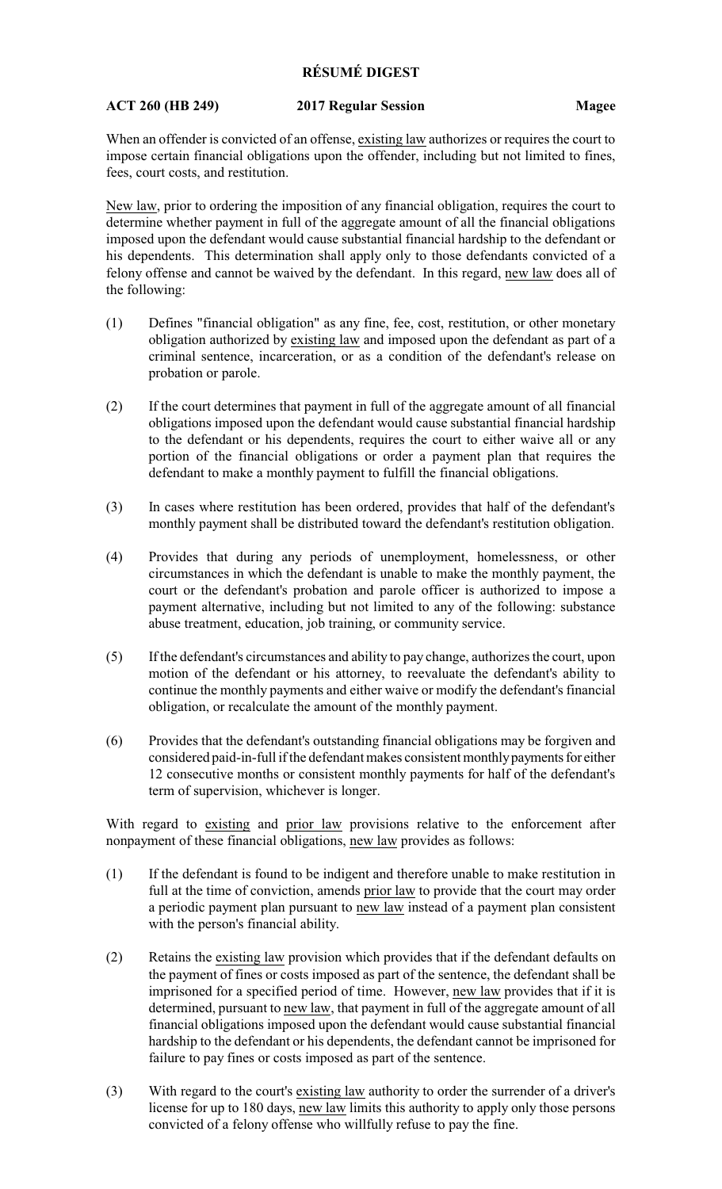# RÉSUMÉ DIGEST

**ACT 260 (HB 249)** **2017 Regular Session** **Magee**

When an offender is convicted of an offense, existing law authorizes or requires the court to impose certain financial obligations upon the offender, including but not limited to fines, fees, court costs, and restitution.

New law, prior to ordering the imposition of any financial obligation, requires the court to determine whether payment in full of the aggregate amount of all the financial obligations imposed upon the defendant would cause substantial financial hardship to the defendant or his dependents. This determination shall apply only to those defendants convicted of a felony offense and cannot be waived by the defendant. In this regard, new law does all of the following:

(1) Defines "financial obligation" as any fine, fee, cost, restitution, or other monetary obligation authorized by existing law and imposed upon the defendant as part of a criminal sentence, incarceration, or as a condition of the defendant's release on probation or parole.

(2) If the court determines that payment in full of the aggregate amount of all financial obligations imposed upon the defendant would cause substantial financial hardship to the defendant or his dependents, requires the court to either waive all or any portion of the financial obligations or order a payment plan that requires the defendant to make a monthly payment to fulfill the financial obligations.

(3) In cases where restitution has been ordered, provides that half of the defendant's monthly payment shall be distributed toward the defendant's restitution obligation.

(4) Provides that during any periods of unemployment, homelessness, or other circumstances in which the defendant is unable to make the monthly payment, the court or the defendant's probation and parole officer is authorized to impose a payment alternative, including but not limited to any of the following: substance abuse treatment, education, job training, or community service.

(5) If the defendant's circumstances and ability to pay change, authorizes the court, upon motion of the defendant or his attorney, to reevaluate the defendant's ability to continue the monthly payments and either waive or modify the defendant's financial obligation, or recalculate the amount of the monthly payment.

(6) Provides that the defendant's outstanding financial obligations may be forgiven and considered paid-in-full if the defendant makes consistent monthly payments for either 12 consecutive months or consistent monthly payments for half of the defendant's term of supervision, whichever is longer.

With regard to existing and prior law provisions relative to the enforcement after nonpayment of these financial obligations, new law provides as follows:

(1) If the defendant is found to be indigent and therefore unable to make restitution in full at the time of conviction, amends prior law to provide that the court may order a periodic payment plan pursuant to new law instead of a payment plan consistent with the person's financial ability.

(2) Retains the existing law provision which provides that if the defendant defaults on the payment of fines or costs imposed as part of the sentence, the defendant shall be imprisoned for a specified period of time. However, new law provides that if it is determined, pursuant to new law, that payment in full of the aggregate amount of all financial obligations imposed upon the defendant would cause substantial financial hardship to the defendant or his dependents, the defendant cannot be imprisoned for failure to pay fines or costs imposed as part of the sentence.

(3) With regard to the court's existing law authority to order the surrender of a driver's license for up to 180 days, new law limits this authority to apply only those persons convicted of a felony offense who willfully refuse to pay the fine.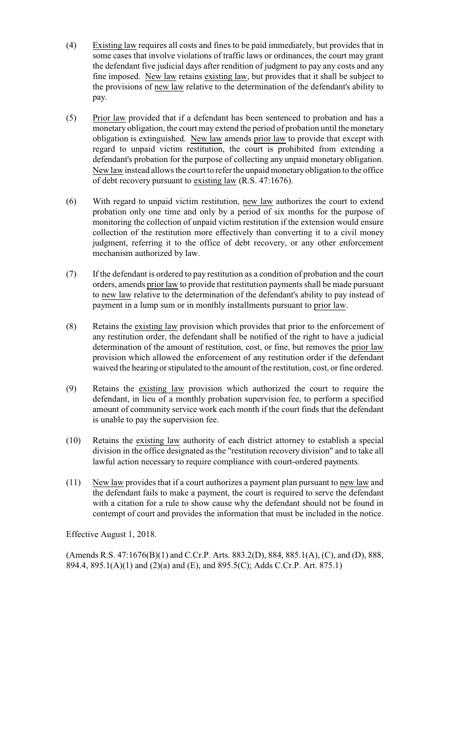(4) Existing law requires all costs and fines to be paid immediately, but provides that in some cases that involve violations of traffic laws or ordinances, the court may grant the defendant five judicial days after rendition of judgment to pay any costs and any fine imposed. New law retains existing law, but provides that it shall be subject to the provisions of new law relative to the determination of the defendant's ability to pay.

(5) Prior law provided that if a defendant has been sentenced to probation and has a monetary obligation, the court may extend the period of probation until the monetary obligation is extinguished. New law amends prior law to provide that except with regard to unpaid victim restitution, the court is prohibited from extending a defendant's probation for the purpose of collecting any unpaid monetary obligation. New law instead allows the court to refer the unpaid monetary obligation to the office of debt recovery pursuant to existing law (R.S. 47:1676).

(6) With regard to unpaid victim restitution, new law authorizes the court to extend probation only one time and only by a period of six months for the purpose of monitoring the collection of unpaid victim restitution if the extension would ensure collection of the restitution more effectively than converting it to a civil money judgment, referring it to the office of debt recovery, or any other enforcement mechanism authorized by law.

(7) If the defendant is ordered to pay restitution as a condition of probation and the court orders, amends prior law to provide that restitution payments shall be made pursuant to new law relative to the determination of the defendant's ability to pay instead of payment in a lump sum or in monthly installments pursuant to prior law.

(8) Retains the existing law provision which provides that prior to the enforcement of any restitution order, the defendant shall be notified of the right to have a judicial determination of the amount of restitution, cost, or fine, but removes the prior law provision which allowed the enforcement of any restitution order if the defendant waived the hearing or stipulated to the amount of the restitution, cost, or fine ordered.

(9) Retains the existing law provision which authorized the court to require the defendant, in lieu of a monthly probation supervision fee, to perform a specified amount of community service work each month if the court finds that the defendant is unable to pay the supervision fee.

(10) Retains the existing law authority of each district attorney to establish a special division in the office designated as the "restitution recovery division" and to take all lawful action necessary to require compliance with court-ordered payments.

(11) New law provides that if a court authorizes a payment plan pursuant to new law and the defendant fails to make a payment, the court is required to serve the defendant with a citation for a rule to show cause why the defendant should not be found in contempt of court and provides the information that must be included in the notice.

Effective August 1, 2018.

(Amends R.S. 47:1676(B)(1) and C.Cr.P. Arts. 883.2(D), 884, 885.1(A), (C), and (D), 888, 894.4, 895.1(A)(1) and (2)(a) and (E), and 895.5(C); Adds C.Cr.P. Art. 875.1)